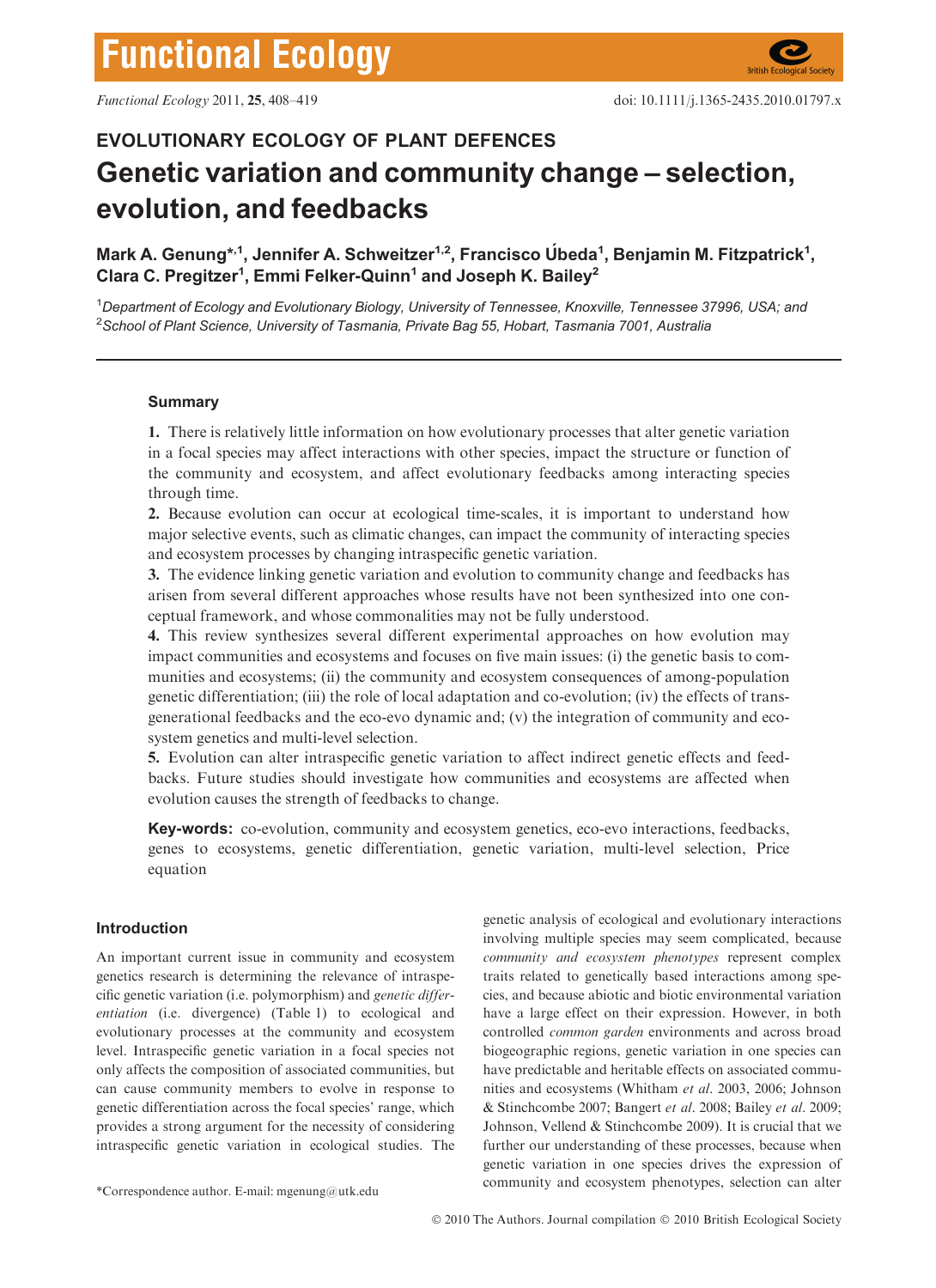# Functional Ecology

Functional Ecology 2011, 25, 408–419 doi: 10.1111/j.1365-2435.2010.01797.x

## EVOLUTIONARY ECOLOGY OF PLANT DEFENCES

# Genetic variation and community change – selection, evolution, and feedbacks

**Mark A. Genung\*,[1], Jennifer A. Schweitzer[1,2], Francisco Úbeda[1], Benjamin M. Fitzpatrick[1], Clara C. Pregitzer[1], Emmi Felker-Quinn[1] and Joseph K. Bailey[2]**

[1]*Department of Ecology and Evolutionary Biology, University of Tennessee, Knoxville, Tennessee 37996, USA; and* [2]*School of Plant Science, University of Tasmania, Private Bag 55, Hobart, Tasmania 7001, Australia*

---

### Summary

**1.** There is relatively little information on how evolutionary processes that alter genetic variation in a focal species may affect interactions with other species, impact the structure or function of the community and ecosystem, and affect evolutionary feedbacks among interacting species through time.

**2.** Because evolution can occur at ecological time-scales, it is important to understand how major selective events, such as climatic changes, can impact the community of interacting species and ecosystem processes by changing intraspecific genetic variation.

**3.** The evidence linking genetic variation and evolution to community change and feedbacks has arisen from several different approaches whose results have not been synthesized into one conceptual framework, and whose commonalities may not be fully understood.

**4.** This review synthesizes several different experimental approaches on how evolution may impact communities and ecosystems and focuses on five main issues: (i) the genetic basis to communities and ecosystems; (ii) the community and ecosystem consequences of among-population genetic differentiation; (iii) the role of local adaptation and co-evolution; (iv) the effects of trans-generational feedbacks and the eco-evo dynamic and; (v) the integration of community and ecosystem genetics and multi-level selection.

**5.** Evolution can alter intraspecific genetic variation to affect indirect genetic effects and feedbacks. Future studies should investigate how communities and ecosystems are affected when evolution causes the strength of feedbacks to change.

**Key-words:** co-evolution, community and ecosystem genetics, eco-evo interactions, feedbacks, genes to ecosystems, genetic differentiation, genetic variation, multi-level selection, Price equation

### Introduction

An important current issue in community and ecosystem genetics research is determining the relevance of intraspecific genetic variation (i.e. polymorphism) and *genetic differentiation* (i.e. divergence) (Table 1) to ecological and evolutionary processes at the community and ecosystem level. Intraspecific genetic variation in a focal species not only affects the composition of associated communities, but can cause community members to evolve in response to genetic differentiation across the focal species' range, which provides a strong argument for the necessity of considering intraspecific genetic variation in ecological studies. The genetic analysis of ecological and evolutionary interactions involving multiple species may seem complicated, because *community and ecosystem phenotypes* represent complex traits related to genetically based interactions among species, and because abiotic and biotic environmental variation have a large effect on their expression. However, in both controlled *common garden* environments and across broad biogeographic regions, genetic variation in one species can have predictable and heritable effects on associated communities and ecosystems (Whitham *et al*. 2003, 2006; Johnson & Stinchcombe 2007; Bangert *et al*. 2008; Bailey *et al*. 2009; Johnson, Vellend & Stinchcombe 2009). It is crucial that we further our understanding of these processes, because when genetic variation in one species drives the expression of community and ecosystem phenotypes, selection can alter

\*Correspondence author. E-mail: mgenung@utk.edu

© 2010 The Authors. Journal compilation © 2010 British Ecological Society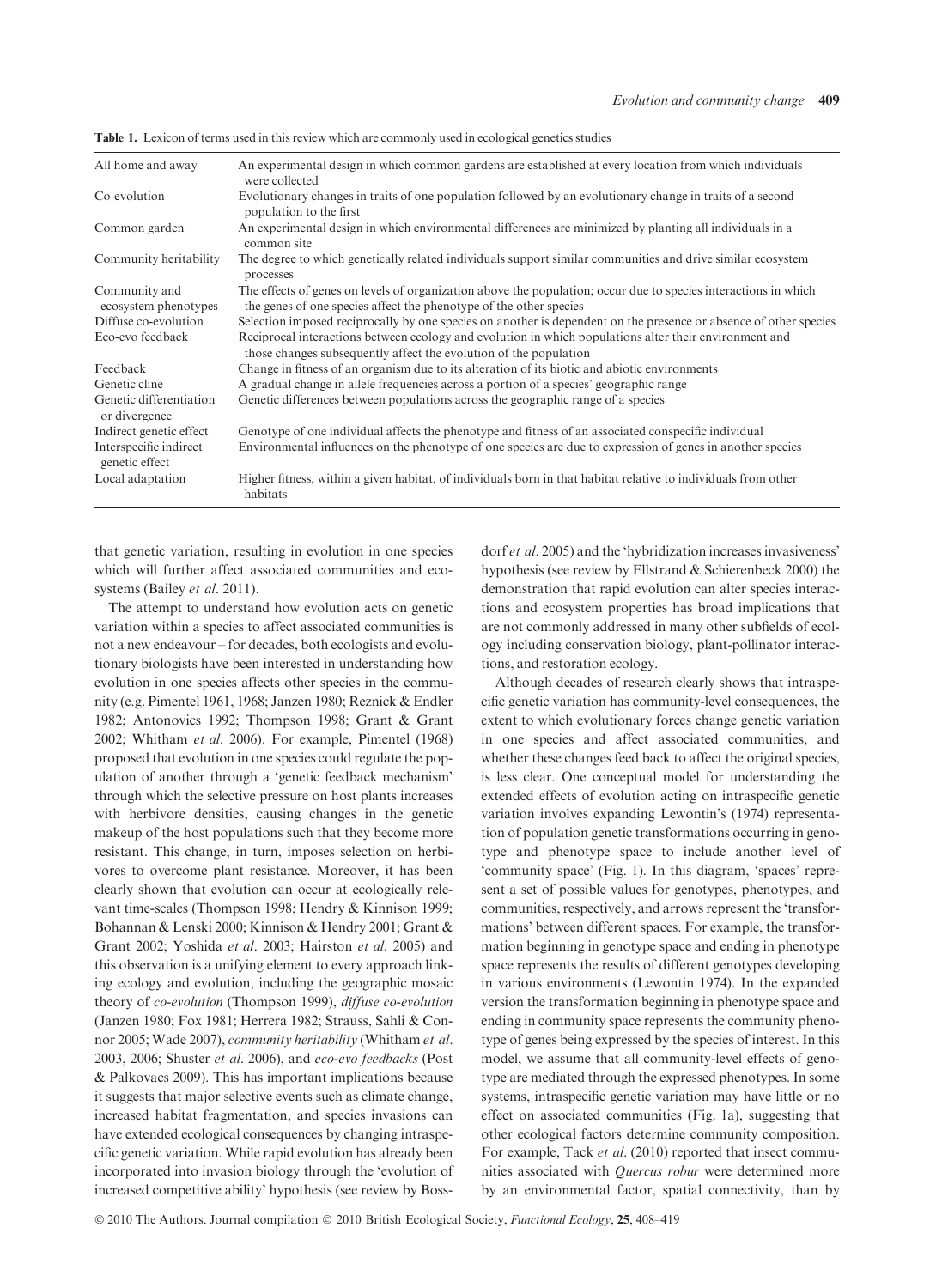**Table 1.** Lexicon of terms used in this review which are commonly used in ecological genetics studies

| Term | Definition |
|---|---|
| All home and away | An experimental design in which common gardens are established at every location from which individuals were collected |
| Co-evolution | Evolutionary changes in traits of one population followed by an evolutionary change in traits of a second population to the first |
| Common garden | An experimental design in which environmental differences are minimized by planting all individuals in a common site |
| Community heritability | The degree to which genetically related individuals support similar communities and drive similar ecosystem processes |
| Community and ecosystem phenotypes | The effects of genes on levels of organization above the population; occur due to species interactions in which the genes of one species affect the phenotype of the other species |
| Diffuse co-evolution | Selection imposed reciprocally by one species on another is dependent on the presence or absence of other species |
| Eco-evo feedback | Reciprocal interactions between ecology and evolution in which populations alter their environment and those changes subsequently affect the evolution of the population |
| Feedback | Change in fitness of an organism due to its alteration of its biotic and abiotic environments |
| Genetic cline | A gradual change in allele frequencies across a portion of a species' geographic range |
| Genetic differentiation or divergence | Genetic differences between populations across the geographic range of a species |
| Indirect genetic effect | Genotype of one individual affects the phenotype and fitness of an associated conspecific individual |
| Interspecific indirect genetic effect | Environmental influences on the phenotype of one species are due to expression of genes in another species |
| Local adaptation | Higher fitness, within a given habitat, of individuals born in that habitat relative to individuals from other habitats |

that genetic variation, resulting in evolution in one species which will further affect associated communities and ecosystems (Bailey *et al*. 2011).

The attempt to understand how evolution acts on genetic variation within a species to affect associated communities is not a new endeavour – for decades, both ecologists and evolutionary biologists have been interested in understanding how evolution in one species affects other species in the community (e.g. Pimentel 1961, 1968; Janzen 1980; Reznick & Endler 1982; Antonovics 1992; Thompson 1998; Grant & Grant 2002; Whitham *et al*. 2006). For example, Pimentel (1968) proposed that evolution in one species could regulate the population of another through a 'genetic feedback mechanism' through which the selective pressure on host plants increases with herbivore densities, causing changes in the genetic makeup of the host populations such that they become more resistant. This change, in turn, imposes selection on herbivores to overcome plant resistance. Moreover, it has been clearly shown that evolution can occur at ecologically relevant time-scales (Thompson 1998; Hendry & Kinnison 1999; Bohannan & Lenski 2000; Kinnison & Hendry 2001; Grant & Grant 2002; Yoshida *et al*. 2003; Hairston *et al*. 2005) and this observation is a unifying element to every approach linking ecology and evolution, including the geographic mosaic theory of *co-evolution* (Thompson 1999), *diffuse co-evolution* (Janzen 1980; Fox 1981; Herrera 1982; Strauss, Sahli & Connor 2005; Wade 2007), *community heritability* (Whitham *et al*. 2003, 2006; Shuster *et al*. 2006), and *eco-evo feedbacks* (Post & Palkovacs 2009). This has important implications because it suggests that major selective events such as climate change, increased habitat fragmentation, and species invasions can have extended ecological consequences by changing intraspecific genetic variation. While rapid evolution has already been incorporated into invasion biology through the 'evolution of increased competitive ability' hypothesis (see review by Bossdorf *et al*. 2005) and the 'hybridization increases invasiveness' hypothesis (see review by Ellstrand & Schierenbeck 2000) the demonstration that rapid evolution can alter species interactions and ecosystem properties has broad implications that are not commonly addressed in many other subfields of ecology including conservation biology, plant-pollinator interactions, and restoration ecology.

Although decades of research clearly shows that intraspecific genetic variation has community-level consequences, the extent to which evolutionary forces change genetic variation in one species and affect associated communities, and whether these changes feed back to affect the original species, is less clear. One conceptual model for understanding the extended effects of evolution acting on intraspecific genetic variation involves expanding Lewontin's (1974) representation of population genetic transformations occurring in genotype and phenotype space to include another level of 'community space' (Fig. 1). In this diagram, 'spaces' represent a set of possible values for genotypes, phenotypes, and communities, respectively, and arrows represent the 'transformations' between different spaces. For example, the transformation beginning in genotype space and ending in phenotype space represents the results of different genotypes developing in various environments (Lewontin 1974). In the expanded version the transformation beginning in phenotype space and ending in community space represents the community phenotype of genes being expressed by the species of interest. In this model, we assume that all community-level effects of genotype are mediated through the expressed phenotypes. In some systems, intraspecific genetic variation may have little or no effect on associated communities (Fig. 1a), suggesting that other ecological factors determine community composition. For example, Tack *et al*. (2010) reported that insect communities associated with *Quercus robur* were determined more by an environmental factor, spatial connectivity, than by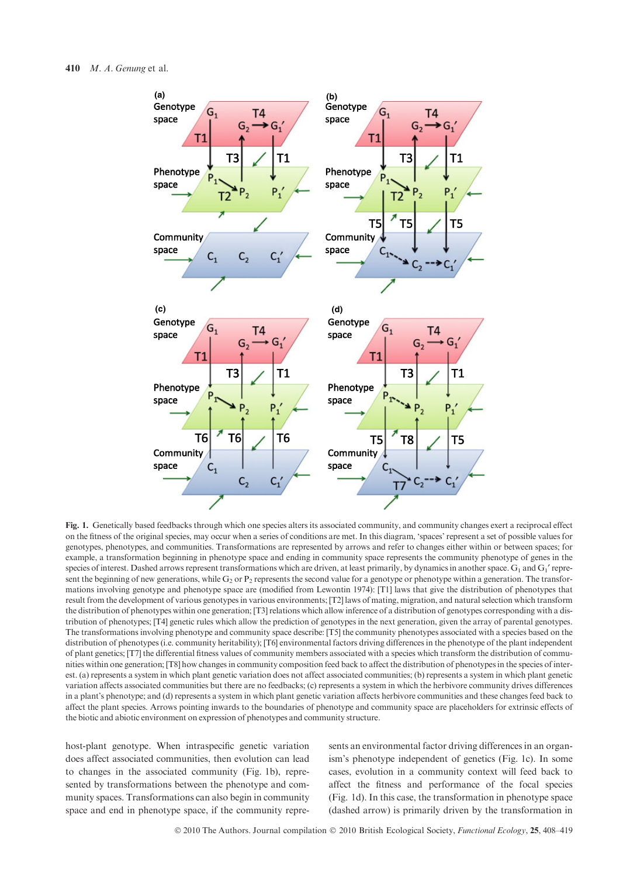**Fig. 1.** Genetically based feedbacks through which one species alters its associated community, and community changes exert a reciprocal effect on the fitness of the original species, may occur when a series of conditions are met. In this diagram, 'spaces' represent a set of possible values for genotypes, phenotypes, and communities. Transformations are represented by arrows and refer to changes either within or between spaces; for example, a transformation beginning in phenotype space and ending in community space represents the community phenotype of genes in the species of interest. Dashed arrows represent transformations which are driven, at least primarily, by dynamics in another space. $G_1$ and $G_1'$ represent the beginning of new generations, while $G_2$ or $P_2$ represents the second value for a genotype or phenotype within a generation. The transformations involving genotype and phenotype space are (modified from Lewontin 1974): [T1] laws that give the distribution of phenotypes that result from the development of various genotypes in various environments; [T2] laws of mating, migration, and natural selection which transform the distribution of phenotypes within one generation; [T3] relations which allow inference of a distribution of genotypes corresponding with a distribution of phenotypes; [T4] genetic rules which allow the prediction of genotypes in the next generation, given the array of parental genotypes. The transformations involving phenotype and community space describe: [T5] the community phenotypes associated with a species based on the distribution of phenotypes (i.e. community heritability); [T6] environmental factors driving differences in the phenotype of the plant independent of plant genetics; [T7] the differential fitness values of community members associated with a species which transform the distribution of communities within one generation; [T8] how changes in community composition feed back to affect the distribution of phenotypes in the species of interest. (a) represents a system in which plant genetic variation does not affect associated communities; (b) represents a system in which plant genetic variation affects associated communities but there are no feedbacks; (c) represents a system in which the herbivore community drives differences in a plant's phenotype; and (d) represents a system in which plant genetic variation affects herbivore communities and these changes feed back to affect the plant species. Arrows pointing inwards to the boundaries of phenotype and community space are placeholders for extrinsic effects of the biotic and abiotic environment on expression of phenotypes and community structure.

host-plant genotype. When intraspecific genetic variation does affect associated communities, then evolution can lead to changes in the associated community (Fig. 1b), represented by transformations between the phenotype and community spaces. Transformations can also begin in community space and end in phenotype space, if the community represents an environmental factor driving differences in an organism's phenotype independent of genetics (Fig. 1c). In some cases, evolution in a community context will feed back to affect the fitness and performance of the focal species (Fig. 1d). In this case, the transformation in phenotype space (dashed arrow) is primarily driven by the transformation in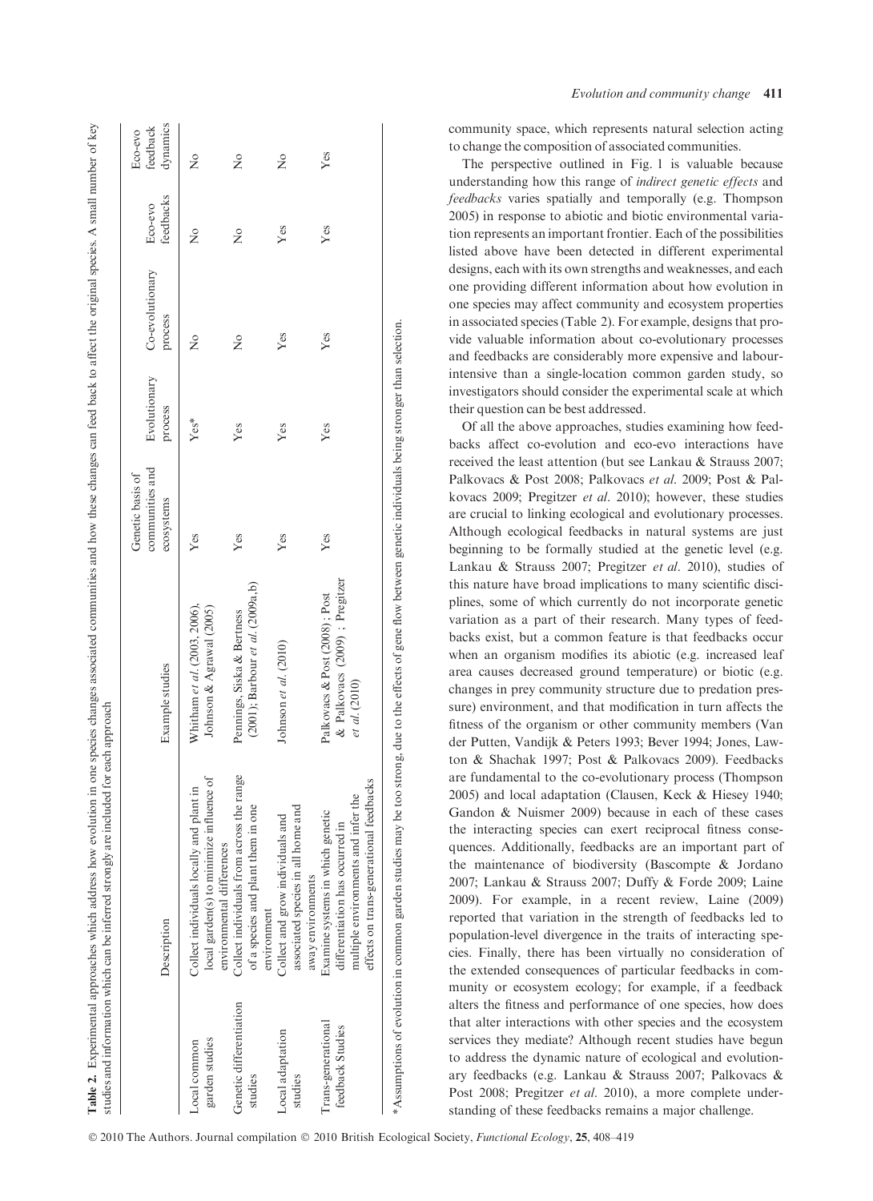**Table 2.** Experimental approaches which address how evolution in one species changes associated communities and how these changes can feed back to affect the original species. A small number of key studies and information which can be inferred strongly are included for each approach

| | Description | Example studies | Genetic basis of communities and ecosystems | Evolutionary process | Co-evolutionary process | Eco-evo feedbacks | Eco-evo feedback dynamics |
|---|---|---|---|---|---|---|---|
| Local common garden studies | Collect individuals locally and plant in local garden(s) to minimize influence of environmental differences | Whitham *et al.* (2003, 2006), Johnson & Agrawal (2005) | Yes | Yes* | No | No | No |
| Genetic differentiation studies | Collect individuals from across the range of a species and plant them in one environment | Pennings, Siska & Bertness (2001); Barbour *et al.* (2009a,b) | Yes | Yes | No | No | No |
| Local adaptation studies | Collect and grow individuals and associated species in all home and away environments | Johnson *et al.* (2010) | Yes | Yes | Yes | Yes | No |
| Trans-generational feedback Studies | Examine systems in which genetic differentiation has occurred in multiple environments and infer the effects on trans-generational feedbacks | Palkovacs & Post (2008); Post & Palkovacs (2009); Pregitzer *et al.* (2010) | Yes | Yes | Yes | Yes | Yes |

*Assumptions of evolution in common garden studies may be too strong, due to the effects of gene flow between genetic individuals being stronger than selection.

community space, which represents natural selection acting to change the composition of associated communities.

The perspective outlined in Fig. 1 is valuable because understanding how this range of *indirect genetic effects* and *feedbacks* varies spatially and temporally (e.g. Thompson 2005) in response to abiotic and biotic environmental variation represents an important frontier. Each of the possibilities listed above have been detected in different experimental designs, each with its own strengths and weaknesses, and each one providing different information about how evolution in one species may affect community and ecosystem properties in associated species (Table 2). For example, designs that provide valuable information about co-evolutionary processes and feedbacks are considerably more expensive and labour-intensive than a single-location common garden study, so investigators should consider the experimental scale at which their question can be best addressed.

Of all the above approaches, studies examining how feedbacks affect co-evolution and eco-evo interactions have received the least attention (but see Lankau & Strauss 2007; Palkovacs & Post 2008; Palkovacs *et al.* 2009; Post & Palkovacs 2009; Pregitzer *et al.* 2010); however, these studies are crucial to linking ecological and evolutionary processes. Although ecological feedbacks in natural systems are just beginning to be formally studied at the genetic level (e.g. Lankau & Strauss 2007; Pregitzer *et al.* 2010), studies of this nature have broad implications to many scientific disciplines, some of which currently do not incorporate genetic variation as a part of their research. Many types of feedbacks exist, but a common feature is that feedbacks occur when an organism modifies its abiotic (e.g. increased leaf area causes decreased ground temperature) or biotic (e.g. changes in prey community structure due to predation pressure) environment, and that modification in turn affects the fitness of the organism or other community members (Van der Putten, Vandijk & Peters 1993; Bever 1994; Jones, Lawton & Shachak 1997; Post & Palkovacs 2009). Feedbacks are fundamental to the co-evolutionary process (Thompson 2005) and local adaptation (Clausen, Keck & Hiesey 1940; Gandon & Nuismer 2009) because in each of these cases the interacting species can exert reciprocal fitness consequences. Additionally, feedbacks are an important part of the maintenance of biodiversity (Bascompte & Jordano 2007; Lankau & Strauss 2007; Duffy & Forde 2009; Laine 2009). For example, in a recent review, Laine (2009) reported that variation in the strength of feedbacks led to population-level divergence in the traits of interacting species. Finally, there has been virtually no consideration of the extended consequences of particular feedbacks in community or ecosystem ecology; for example, if a feedback alters the fitness and performance of one species, how does that alter interactions with other species and the ecosystem services they mediate? Although recent studies have begun to address the dynamic nature of ecological and evolutionary feedbacks (e.g. Lankau & Strauss 2007; Palkovacs & Post 2008; Pregitzer *et al.* 2010), a more complete understanding of these feedbacks remains a major challenge.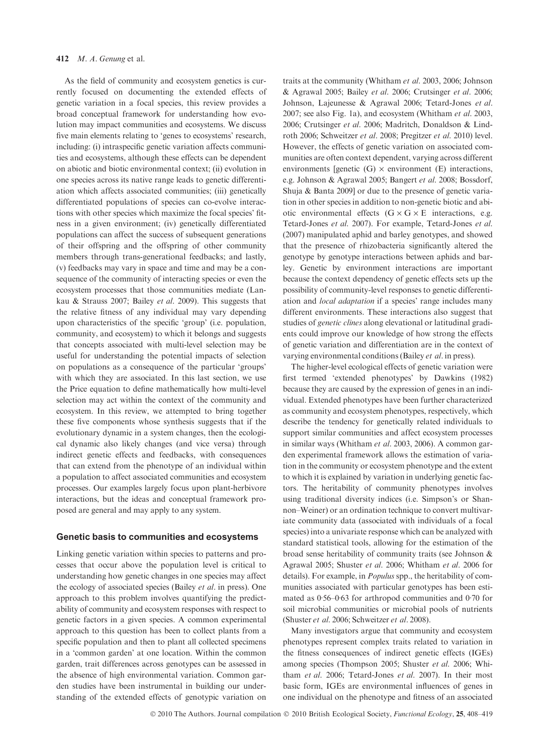As the field of community and ecosystem genetics is currently focused on documenting the extended effects of genetic variation in a focal species, this review provides a broad conceptual framework for understanding how evolution may impact communities and ecosystems. We discuss five main elements relating to 'genes to ecosystems' research, including: (i) intraspecific genetic variation affects communities and ecosystems, although these effects can be dependent on abiotic and biotic environmental context; (ii) evolution in one species across its native range leads to genetic differentiation which affects associated communities; (iii) genetically differentiated populations of species can co-evolve interactions with other species which maximize the focal species' fitness in a given environment; (iv) genetically differentiated populations can affect the success of subsequent generations of their offspring and the offspring of other community members through trans-generational feedbacks; and lastly, (v) feedbacks may vary in space and time and may be a consequence of the community of interacting species or even the ecosystem processes that those communities mediate (Lankau & Strauss 2007; Bailey *et al*. 2009). This suggests that the relative fitness of any individual may vary depending upon characteristics of the specific 'group' (i.e. population, community, and ecosystem) to which it belongs and suggests that concepts associated with multi-level selection may be useful for understanding the potential impacts of selection on populations as a consequence of the particular 'groups' with which they are associated. In this last section, we use the Price equation to define mathematically how multi-level selection may act within the context of the community and ecosystem. In this review, we attempted to bring together these five components whose synthesis suggests that if the evolutionary dynamic in a system changes, then the ecological dynamic also likely changes (and vice versa) through indirect genetic effects and feedbacks, with consequences that can extend from the phenotype of an individual within a population to affect associated communities and ecosystem processes. Our examples largely focus upon plant-herbivore interactions, but the ideas and conceptual framework proposed are general and may apply to any system.

## Genetic basis to communities and ecosystems

Linking genetic variation within species to patterns and processes that occur above the population level is critical to understanding how genetic changes in one species may affect the ecology of associated species (Bailey *et al*. in press). One approach to this problem involves quantifying the predictability of community and ecosystem responses with respect to genetic factors in a given species. A common experimental approach to this question has been to collect plants from a specific population and then to plant all collected specimens in a 'common garden' at one location. Within the common garden, trait differences across genotypes can be assessed in the absence of high environmental variation. Common garden studies have been instrumental in building our understanding of the extended effects of genotypic variation on traits at the community (Whitham *et al*. 2003, 2006; Johnson & Agrawal 2005; Bailey *et al*. 2006; Crutsinger *et al*. 2006; Johnson, Lajeunesse & Agrawal 2006; Tetard-Jones *et al*. 2007; see also Fig. 1a), and ecosystem (Whitham *et al*. 2003, 2006; Crutsinger *et al*. 2006; Madritch, Donaldson & Lindroth 2006; Schweitzer *et al*. 2008; Pregitzer *et al*. 2010) level. However, the effects of genetic variation on associated communities are often context dependent, varying across different environments [genetic (G) × environment (E) interactions, e.g. Johnson & Agrawal 2005; Bangert *et al*. 2008; Bossdorf, Shuja & Banta 2009] or due to the presence of genetic variation in other species in addition to non-genetic biotic and abiotic environmental effects (G × G × E interactions, e.g. Tetard-Jones *et al*. 2007). For example, Tetard-Jones *et al*. (2007) manipulated aphid and barley genotypes, and showed that the presence of rhizobacteria significantly altered the genotype by genotype interactions between aphids and barley. Genetic by environment interactions are important because the context dependency of genetic effects sets up the possibility of community-level responses to genetic differentiation and *local adaptation* if a species' range includes many different environments. These interactions also suggest that studies of *genetic clines* along elevational or latitudinal gradients could improve our knowledge of how strong the effects of genetic variation and differentiation are in the context of varying environmental conditions (Bailey *et al*. in press).

The higher-level ecological effects of genetic variation were first termed 'extended phenotypes' by Dawkins (1982) because they are caused by the expression of genes in an individual. Extended phenotypes have been further characterized as community and ecosystem phenotypes, respectively, which describe the tendency for genetically related individuals to support similar communities and affect ecosystem processes in similar ways (Whitham *et al*. 2003, 2006). A common garden experimental framework allows the estimation of variation in the community or ecosystem phenotype and the extent to which it is explained by variation in underlying genetic factors. The heritability of community phenotypes involves using traditional diversity indices (i.e. Simpson's or Shannon–Weiner) or an ordination technique to convert multivariate community data (associated with individuals of a focal species) into a univariate response which can be analyzed with standard statistical tools, allowing for the estimation of the broad sense heritability of community traits (see Johnson & Agrawal 2005; Shuster *et al*. 2006; Whitham *et al*. 2006 for details). For example, in *Populus* spp., the heritability of communities associated with particular genotypes has been estimated as 0·56–0·63 for arthropod communities and 0·70 for soil microbial communities or microbial pools of nutrients (Shuster *et al*. 2006; Schweitzer *et al*. 2008).

Many investigators argue that community and ecosystem phenotypes represent complex traits related to variation in the fitness consequences of indirect genetic effects (IGEs) among species (Thompson 2005; Shuster *et al*. 2006; Whitham *et al*. 2006; Tetard-Jones *et al*. 2007). In their most basic form, IGEs are environmental influences of genes in one individual on the phenotype and fitness of an associated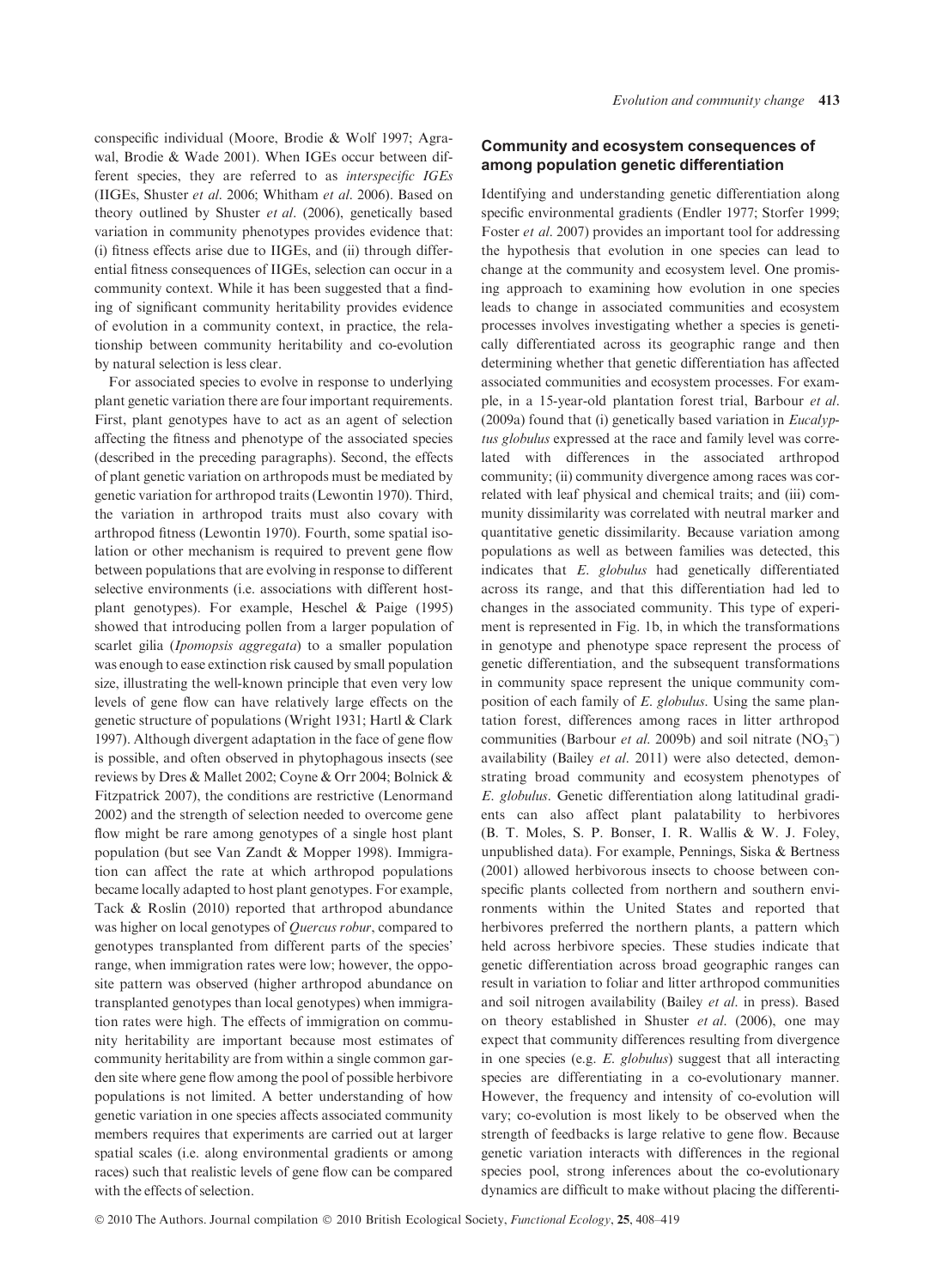conspecific individual (Moore, Brodie & Wolf 1997; Agrawal, Brodie & Wade 2001). When IGEs occur between different species, they are referred to as *interspecific IGEs* (IIGEs, Shuster *et al.* 2006; Whitham *et al.* 2006). Based on theory outlined by Shuster *et al.* (2006), genetically based variation in community phenotypes provides evidence that: (i) fitness effects arise due to IIGEs, and (ii) through differential fitness consequences of IIGEs, selection can occur in a community context. While it has been suggested that a finding of significant community heritability provides evidence of evolution in a community context, in practice, the relationship between community heritability and co-evolution by natural selection is less clear.

For associated species to evolve in response to underlying plant genetic variation there are four important requirements. First, plant genotypes have to act as an agent of selection affecting the fitness and phenotype of the associated species (described in the preceding paragraphs). Second, the effects of plant genetic variation on arthropods must be mediated by genetic variation for arthropod traits (Lewontin 1970). Third, the variation in arthropod traits must also covary with arthropod fitness (Lewontin 1970). Fourth, some spatial isolation or other mechanism is required to prevent gene flow between populations that are evolving in response to different selective environments (i.e. associations with different host-plant genotypes). For example, Heschel & Paige (1995) showed that introducing pollen from a larger population of scarlet gilia (*Ipomopsis aggregata*) to a smaller population was enough to ease extinction risk caused by small population size, illustrating the well-known principle that even very low levels of gene flow can have relatively large effects on the genetic structure of populations (Wright 1931; Hartl & Clark 1997). Although divergent adaptation in the face of gene flow is possible, and often observed in phytophagous insects (see reviews by Dres & Mallet 2002; Coyne & Orr 2004; Bolnick & Fitzpatrick 2007), the conditions are restrictive (Lenormand 2002) and the strength of selection needed to overcome gene flow might be rare among genotypes of a single host plant population (but see Van Zandt & Mopper 1998). Immigration can affect the rate at which arthropod populations became locally adapted to host plant genotypes. For example, Tack & Roslin (2010) reported that arthropod abundance was higher on local genotypes of *Quercus robur*, compared to genotypes transplanted from different parts of the species' range, when immigration rates were low; however, the opposite pattern was observed (higher arthropod abundance on transplanted genotypes than local genotypes) when immigration rates were high. The effects of immigration on community heritability are important because most estimates of community heritability are from within a single common garden site where gene flow among the pool of possible herbivore populations is not limited. A better understanding of how genetic variation in one species affects associated community members requires that experiments are carried out at larger spatial scales (i.e. along environmental gradients or among races) such that realistic levels of gene flow can be compared with the effects of selection.

## Community and ecosystem consequences of among population genetic differentiation

Identifying and understanding genetic differentiation along specific environmental gradients (Endler 1977; Storfer 1999; Foster *et al.* 2007) provides an important tool for addressing the hypothesis that evolution in one species can lead to change at the community and ecosystem level. One promising approach to examining how evolution in one species leads to change in associated communities and ecosystem processes involves investigating whether a species is genetically differentiated across its geographic range and then determining whether that genetic differentiation has affected associated communities and ecosystem processes. For example, in a 15-year-old plantation forest trial, Barbour *et al.* (2009a) found that (i) genetically based variation in *Eucalyptus globulus* expressed at the race and family level was correlated with differences in the associated arthropod community; (ii) community divergence among races was correlated with leaf physical and chemical traits; and (iii) community dissimilarity was correlated with neutral marker and quantitative genetic dissimilarity. Because variation among populations as well as between families was detected, this indicates that *E. globulus* had genetically differentiated across its range, and that this differentiation had led to changes in the associated community. This type of experiment is represented in Fig. 1b, in which the transformations in genotype and phenotype space represent the process of genetic differentiation, and the subsequent transformations in community space represent the unique community composition of each family of *E. globulus*. Using the same plantation forest, differences among races in litter arthropod communities (Barbour *et al.* 2009b) and soil nitrate ($NO_3^-$) availability (Bailey *et al.* 2011) were also detected, demonstrating broad community and ecosystem phenotypes of *E. globulus*. Genetic differentiation along latitudinal gradients can also affect plant palatability to herbivores (B. T. Moles, S. P. Bonser, I. R. Wallis & W. J. Foley, unpublished data). For example, Pennings, Siska & Bertness (2001) allowed herbivorous insects to choose between conspecific plants collected from northern and southern environments within the United States and reported that herbivores preferred the northern plants, a pattern which held across herbivore species. These studies indicate that genetic differentiation across broad geographic ranges can result in variation to foliar and litter arthropod communities and soil nitrogen availability (Bailey *et al.* in press). Based on theory established in Shuster *et al.* (2006), one may expect that community differences resulting from divergence in one species (e.g. *E. globulus*) suggest that all interacting species are differentiating in a co-evolutionary manner. However, the frequency and intensity of co-evolution will vary; co-evolution is most likely to be observed when the strength of feedbacks is large relative to gene flow. Because genetic variation interacts with differences in the regional species pool, strong inferences about the co-evolutionary dynamics are difficult to make without placing the differenti-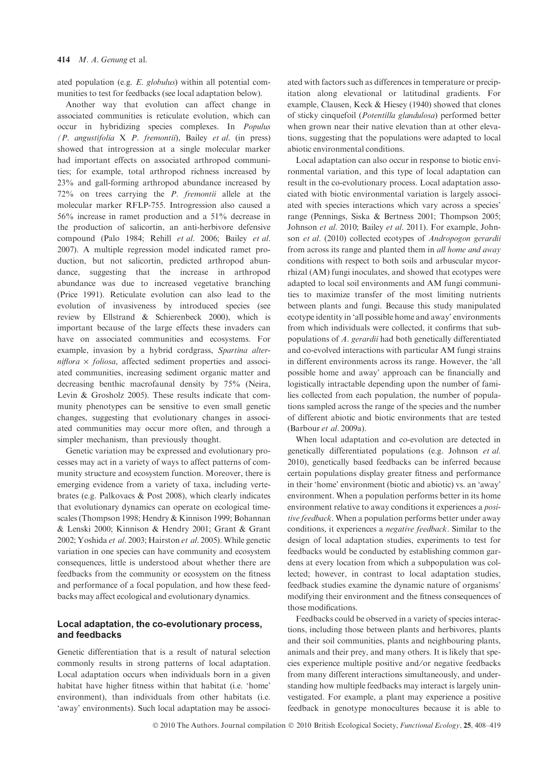ated population (e.g. *E. globulus*) within all potential communities to test for feedbacks (see local adaptation below).

Another way that evolution can affect change in associated communities is reticulate evolution, which can occur in hybridizing species complexes. In *Populus* (*P. angustifolia* X *P. fremontii*), Bailey *et al*. (in press) showed that introgression at a single molecular marker had important effects on associated arthropod communities; for example, total arthropod richness increased by 23% and gall-forming arthropod abundance increased by 72% on trees carrying the *P. fremontii* allele at the molecular marker RFLP-755. Introgression also caused a 56% increase in ramet production and a 51% decrease in the production of salicortin, an anti-herbivore defensive compound (Palo 1984; Rehill *et al*. 2006; Bailey *et al*. 2007). A multiple regression model indicated ramet production, but not salicortin, predicted arthropod abundance, suggesting that the increase in arthropod abundance was due to increased vegetative branching (Price 1991). Reticulate evolution can also lead to the evolution of invasiveness by introduced species (see review by Ellstrand & Schierenbeck 2000), which is important because of the large effects these invaders can have on associated communities and ecosystems. For example, invasion by a hybrid cordgrass, *Spartina alterniflora* × *foliosa*, affected sediment properties and associated communities, increasing sediment organic matter and decreasing benthic macrofaunal density by 75% (Neira, Levin & Grosholz 2005). These results indicate that community phenotypes can be sensitive to even small genetic changes, suggesting that evolutionary changes in associated communities may occur more often, and through a simpler mechanism, than previously thought.

Genetic variation may be expressed and evolutionary processes may act in a variety of ways to affect patterns of community structure and ecosystem function. Moreover, there is emerging evidence from a variety of taxa, including vertebrates (e.g. Palkovacs & Post 2008), which clearly indicates that evolutionary dynamics can operate on ecological timescales (Thompson 1998; Hendry & Kinnison 1999; Bohannan & Lenski 2000; Kinnison & Hendry 2001; Grant & Grant 2002; Yoshida *et al*. 2003; Hairston *et al*. 2005). While genetic variation in one species can have community and ecosystem consequences, little is understood about whether there are feedbacks from the community or ecosystem on the fitness and performance of a focal population, and how these feedbacks may affect ecological and evolutionary dynamics.

## Local adaptation, the co-evolutionary process, and feedbacks

Genetic differentiation that is a result of natural selection commonly results in strong patterns of local adaptation. Local adaptation occurs when individuals born in a given habitat have higher fitness within that habitat (i.e. 'home' environment), than individuals from other habitats (i.e. 'away' environments). Such local adaptation may be associated with factors such as differences in temperature or precipitation along elevational or latitudinal gradients. For example, Clausen, Keck & Hiesey (1940) showed that clones of sticky cinquefoil (*Potentilla glandulosa*) performed better when grown near their native elevation than at other elevations, suggesting that the populations were adapted to local abiotic environmental conditions.

Local adaptation can also occur in response to biotic environmental variation, and this type of local adaptation can result in the co-evolutionary process. Local adaptation associated with biotic environmental variation is largely associated with species interactions which vary across a species' range (Pennings, Siska & Bertness 2001; Thompson 2005; Johnson *et al*. 2010; Bailey *et al*. 2011). For example, Johnson *et al*. (2010) collected ecotypes of *Andropogon gerardii* from across its range and planted them in *all home and away* conditions with respect to both soils and arbuscular mycorrhizal (AM) fungi inoculates, and showed that ecotypes were adapted to local soil environments and AM fungi communities to maximize transfer of the most limiting nutrients between plants and fungi. Because this study manipulated ecotype identity in 'all possible home and away' environments from which individuals were collected, it confirms that subpopulations of *A. gerardii* had both genetically differentiated and co-evolved interactions with particular AM fungi strains in different environments across its range. However, the 'all possible home and away' approach can be financially and logistically intractable depending upon the number of families collected from each population, the number of populations sampled across the range of the species and the number of different abiotic and biotic environments that are tested (Barbour *et al*. 2009a).

When local adaptation and co-evolution are detected in genetically differentiated populations (e.g. Johnson *et al*. 2010), genetically based feedbacks can be inferred because certain populations display greater fitness and performance in their 'home' environment (biotic and abiotic) vs. an 'away' environment. When a population performs better in its home environment relative to away conditions it experiences a *positive feedback*. When a population performs better under away conditions, it experiences a *negative feedback*. Similar to the design of local adaptation studies, experiments to test for feedbacks would be conducted by establishing common gardens at every location from which a subpopulation was collected; however, in contrast to local adaptation studies, feedback studies examine the dynamic nature of organisms' modifying their environment and the fitness consequences of those modifications.

Feedbacks could be observed in a variety of species interactions, including those between plants and herbivores, plants and their soil communities, plants and neighbouring plants, animals and their prey, and many others. It is likely that species experience multiple positive and/or negative feedbacks from many different interactions simultaneously, and understanding how multiple feedbacks may interact is largely uninvestigated. For example, a plant may experience a positive feedback in genotype monocultures because it is able to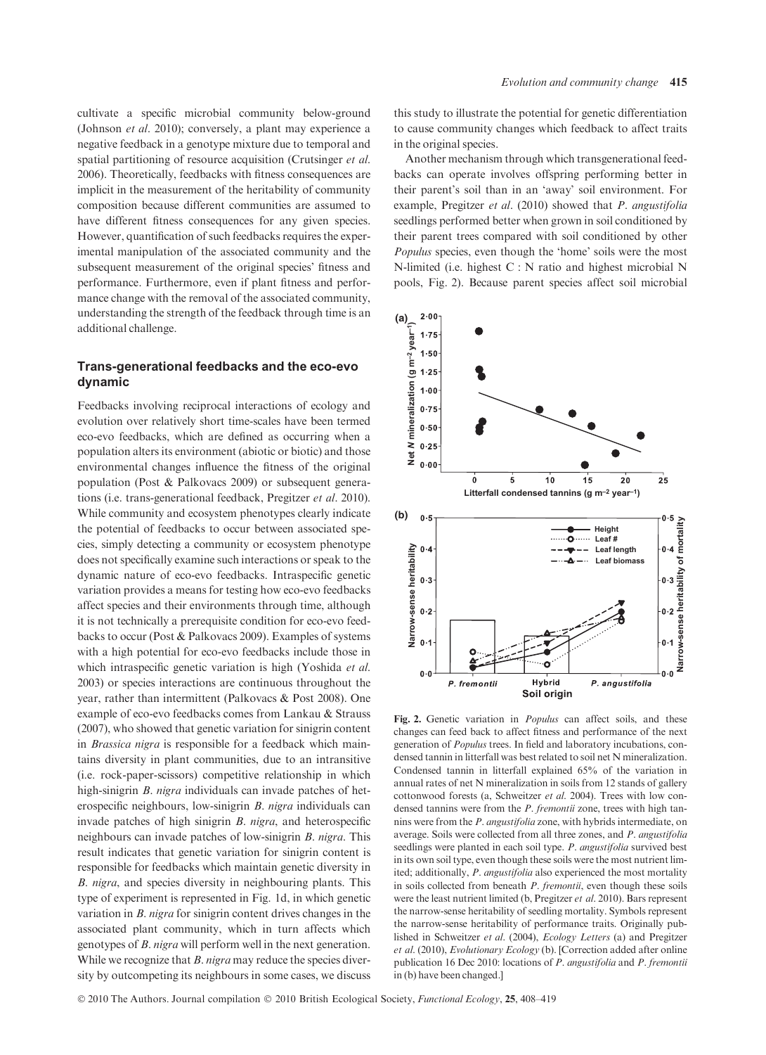cultivate a specific microbial community below-ground (Johnson *et al*. 2010); conversely, a plant may experience a negative feedback in a genotype mixture due to temporal and spatial partitioning of resource acquisition (Crutsinger *et al*. 2006). Theoretically, feedbacks with fitness consequences are implicit in the measurement of the heritability of community composition because different communities are assumed to have different fitness consequences for any given species. However, quantification of such feedbacks requires the experimental manipulation of the associated community and the subsequent measurement of the original species' fitness and performance. Furthermore, even if plant fitness and performance change with the removal of the associated community, understanding the strength of the feedback through time is an additional challenge.

## Trans-generational feedbacks and the eco-evo dynamic

Feedbacks involving reciprocal interactions of ecology and evolution over relatively short time-scales have been termed eco-evo feedbacks, which are defined as occurring when a population alters its environment (abiotic or biotic) and those environmental changes influence the fitness of the original population (Post & Palkovacs 2009) or subsequent generations (i.e. trans-generational feedback, Pregitzer *et al*. 2010). While community and ecosystem phenotypes clearly indicate the potential of feedbacks to occur between associated species, simply detecting a community or ecosystem phenotype does not specifically examine such interactions or speak to the dynamic nature of eco-evo feedbacks. Intraspecific genetic variation provides a means for testing how eco-evo feedbacks affect species and their environments through time, although it is not technically a prerequisite condition for eco-evo feedbacks to occur (Post & Palkovacs 2009). Examples of systems with a high potential for eco-evo feedbacks include those in which intraspecific genetic variation is high (Yoshida *et al*. 2003) or species interactions are continuous throughout the year, rather than intermittent (Palkovacs & Post 2008). One example of eco-evo feedbacks comes from Lankau & Strauss (2007), who showed that genetic variation for sinigrin content in *Brassica nigra* is responsible for a feedback which maintains diversity in plant communities, due to an intransitive (i.e. rock-paper-scissors) competitive relationship in which high-sinigrin *B. nigra* individuals can invade patches of heterospecific neighbours, low-sinigrin *B. nigra* individuals can invade patches of high sinigrin *B. nigra*, and heterospecific neighbours can invade patches of low-sinigrin *B. nigra*. This result indicates that genetic variation for sinigrin content is responsible for feedbacks which maintain genetic diversity in *B. nigra*, and species diversity in neighbouring plants. This type of experiment is represented in Fig. 1d, in which genetic variation in *B. nigra* for sinigrin content drives changes in the associated plant community, which in turn affects which genotypes of *B. nigra* will perform well in the next generation. While we recognize that *B. nigra* may reduce the species diversity by outcompeting its neighbours in some cases, we discuss this study to illustrate the potential for genetic differentiation to cause community changes which feedback to affect traits in the original species.

Another mechanism through which transgenerational feedbacks can operate involves offspring performing better in their parent's soil than in an 'away' soil environment. For example, Pregitzer *et al*. (2010) showed that *P. angustifolia* seedlings performed better when grown in soil conditioned by their parent trees compared with soil conditioned by other *Populus* species, even though the 'home' soils were the most N-limited (i.e. highest C : N ratio and highest microbial N pools, Fig. 2). Because parent species affect soil microbial

**Fig. 2.** Genetic variation in *Populus* can affect soils, and these changes can feed back to affect fitness and performance of the next generation of *Populus* trees. In field and laboratory incubations, condensed tannin in litterfall was best related to soil net N mineralization. Condensed tannin in litterfall explained 65% of the variation in annual rates of net N mineralization in soils from 12 stands of gallery cottonwood forests (a, Schweitzer *et al*. 2004). Trees with low condensed tannins were from the *P. fremontii* zone, trees with high tannins were from the *P. angustifolia* zone, with hybrids intermediate, on average. Soils were collected from all three zones, and *P. angustifolia* seedlings were planted in each soil type. *P. angustifolia* survived best in its own soil type, even though these soils were the most nutrient limited; additionally, *P. angustifolia* also experienced the most mortality in soils collected from beneath *P. fremontii*, even though these soils were the least nutrient limited (b, Pregitzer *et al*. 2010). Bars represent the narrow-sense heritability of seedling mortality. Symbols represent the narrow-sense heritability of performance traits. Originally published in Schweitzer *et al*. (2004), *Ecology Letters* (a) and Pregitzer *et al*. (2010), *Evolutionary Ecology* (b). [Correction added after online publication 16 Dec 2010: locations of *P. angustifolia* and *P. fremontii* in (b) have been changed.]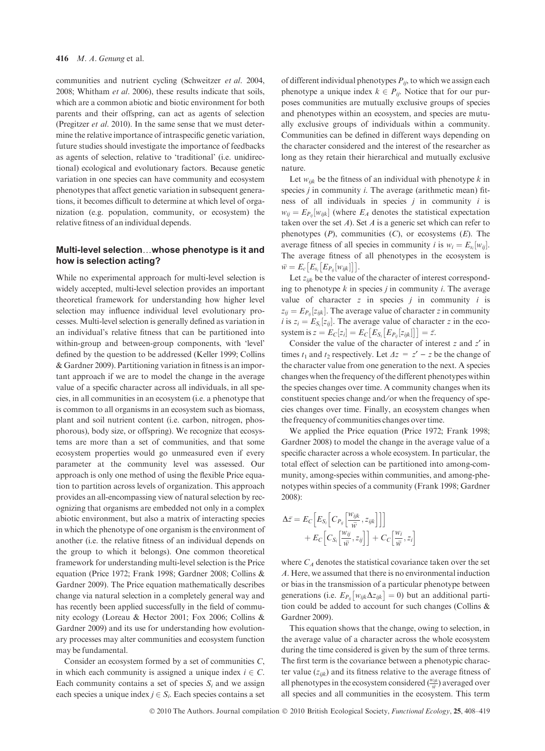communities and nutrient cycling (Schweitzer *et al*. 2004, 2008; Whitham *et al*. 2006), these results indicate that soils, which are a common abiotic and biotic environment for both parents and their offspring, can act as agents of selection (Pregitzer *et al*. 2010). In the same sense that we must determine the relative importance of intraspecific genetic variation, future studies should investigate the importance of feedbacks as agents of selection, relative to 'traditional' (i.e. unidirectional) ecological and evolutionary factors. Because genetic variation in one species can have community and ecosystem phenotypes that affect genetic variation in subsequent generations, it becomes difficult to determine at which level of organization (e.g. population, community, or ecosystem) the relative fitness of an individual depends.

## Multi-level selection…whose phenotype is it and how is selection acting?

While no experimental approach for multi-level selection is widely accepted, multi-level selection provides an important theoretical framework for understanding how higher level selection may influence individual level evolutionary processes. Multi-level selection is generally defined as variation in an individual's relative fitness that can be partitioned into within-group and between-group components, with 'level' defined by the question to be addressed (Keller 1999; Collins & Gardner 2009). Partitioning variation in fitness is an important approach if we are to model the change in the average value of a specific character across all individuals, in all species, in all communities in an ecosystem (i.e. a phenotype that is common to all organisms in an ecosystem such as biomass, plant and soil nutrient content (i.e. carbon, nitrogen, phosphorous), body size, or offspring). We recognize that ecosystems are more than a set of communities, and that some ecosystem properties would go unmeasured even if every parameter at the community level was assessed. Our approach is only one method of using the flexible Price equation to partition across levels of organization. This approach provides an all-encompassing view of natural selection by recognizing that organisms are embedded not only in a complex abiotic environment, but also a matrix of interacting species in which the phenotype of one organism is the environment of another (i.e. the relative fitness of an individual depends on the group to which it belongs). One common theoretical framework for understanding multi-level selection is the Price equation (Price 1972; Frank 1998; Gardner 2008; Collins & Gardner 2009). The Price equation mathematically describes change via natural selection in a completely general way and has recently been applied successfully in the field of community ecology (Loreau & Hector 2001; Fox 2006; Collins & Gardner 2009) and its use for understanding how evolutionary processes may alter communities and ecosystem function may be fundamental.

Consider an ecosystem formed by a set of communities $C$, in which each community is assigned a unique index $i \in C$. Each community contains a set of species $S_i$ and we assign each species a unique index $j \in S_i$. Each species contains a set of different individual phenotypes $P_{ij}$, to which we assign each phenotype a unique index $k \in P_{ij}$. Notice that for our purposes communities are mutually exclusive groups of species and phenotypes within an ecosystem, and species are mutually exclusive groups of individuals within a community. Communities can be defined in different ways depending on the character considered and the interest of the researcher as long as they retain their hierarchical and mutually exclusive nature.

Let $w_{ijk}$ be the fitness of an individual with phenotype $k$ in species $j$ in community $i$. The average (arithmetic mean) fitness of all individuals in species $j$ in community $i$ is $w_{ij} = E_{P_{ij}}[w_{ijk}]$ (where $E_A$ denotes the statistical expectation taken over the set $A$). Set $A$ is a generic set which can refer to phenotypes ($P$), communities ($C$), or ecosystems ($E$). The average fitness of all species in community $i$ is $w_i = E_{s_i}[w_{ij}]$. The average fitness of all phenotypes in the ecosystem is $\bar{w} = E_c\left[E_{s_i}\left[E_{P_{ij}}[w_{ijk}]\right]\right]$.

Let $z_{ijk}$ be the value of the character of interest corresponding to phenotype $k$ in species $j$ in community $i$. The average value of character $z$ in species $j$ in community $i$ is $z_{ij} = E_{P_{ij}}[z_{ijk}]$. The average value of character $z$ in community $i$ is $z_i = E_{S_i}[z_{ij}]$. The average value of character $z$ in the ecosystem is $z = E_C[z_i] = E_C\left[E_{S_i}\left[E_{P_{ij}}[z_{ijk}]\right]\right] = \bar{z}$.

Consider the value of the character of interest $z$ and $z'$ in times $t_1$ and $t_2$ respectively. Let $\Delta z = z' - z$ be the change of the character value from one generation to the next. A species changes when the frequency of the different phenotypes within the species changes over time. A community changes when its constituent species change and/or when the frequency of species changes over time. Finally, an ecosystem changes when the frequency of communities changes over time.

We applied the Price equation (Price 1972; Frank 1998; Gardner 2008) to model the change in the average value of a specific character across a whole ecosystem. In particular, the total effect of selection can be partitioned into among-community, among-species within communities, and among-phenotypes within species of a community (Frank 1998; Gardner 2008):

$$\Delta\bar{z} = E_C\left[E_{S_i}\left[C_{P_{ij}}\left[\frac{w_{ijk}}{\bar{w}}, z_{ijk}\right]\right]\right] + E_C\left[C_{S_i}\left[\frac{w_{ij}}{\bar{w}}, z_{ij}\right]\right] + C_C\left[\frac{w_i}{\bar{w}}, z_i\right]$$

where $C_A$ denotes the statistical covariance taken over the set $A$. Here, we assumed that there is no environmental induction or bias in the transmission of a particular phenotype between generations (i.e. $E_{P_{ij}}\left[w_{ijk}\Delta z_{ijk}\right] = 0$) but an additional partition could be added to account for such changes (Collins & Gardner 2009).

This equation shows that the change, owing to selection, in the average value of a character across the whole ecosystem during the time considered is given by the sum of three terms. The first term is the covariance between a phenotypic character value ($z_{ijk}$) and its fitness relative to the average fitness of all phenotypes in the ecosystem considered ($\frac{w_{ijk}}{\bar{w}}$) averaged over all species and all communities in the ecosystem. This term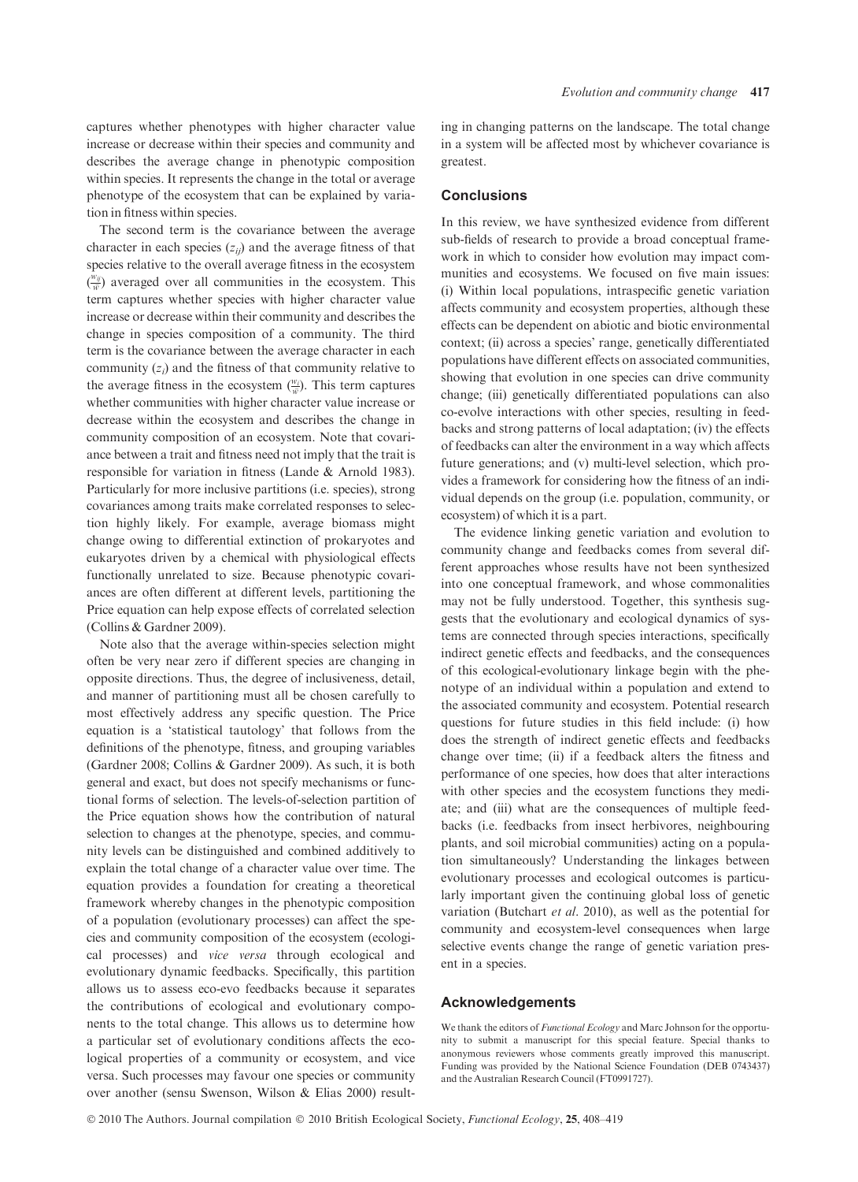captures whether phenotypes with higher character value increase or decrease within their species and community and describes the average change in phenotypic composition within species. It represents the change in the total or average phenotype of the ecosystem that can be explained by variation in fitness within species.

The second term is the covariance between the average character in each species ($z_{ij}$) and the average fitness of that species relative to the overall average fitness in the ecosystem ($\frac{w_{ij}}{\bar{w}}$) averaged over all communities in the ecosystem. This term captures whether species with higher character value increase or decrease within their community and describes the change in species composition of a community. The third term is the covariance between the average character in each community ($z_i$) and the fitness of that community relative to the average fitness in the ecosystem ($\frac{w_i}{\bar{w}}$). This term captures whether communities with higher character value increase or decrease within the ecosystem and describes the change in community composition of an ecosystem. Note that covariance between a trait and fitness need not imply that the trait is responsible for variation in fitness (Lande & Arnold 1983). Particularly for more inclusive partitions (i.e. species), strong covariances among traits make correlated responses to selection highly likely. For example, average biomass might change owing to differential extinction of prokaryotes and eukaryotes driven by a chemical with physiological effects functionally unrelated to size. Because phenotypic covariances are often different at different levels, partitioning the Price equation can help expose effects of correlated selection (Collins & Gardner 2009).

Note also that the average within-species selection might often be very near zero if different species are changing in opposite directions. Thus, the degree of inclusiveness, detail, and manner of partitioning must all be chosen carefully to most effectively address any specific question. The Price equation is a 'statistical tautology' that follows from the definitions of the phenotype, fitness, and grouping variables (Gardner 2008; Collins & Gardner 2009). As such, it is both general and exact, but does not specify mechanisms or functional forms of selection. The levels-of-selection partition of the Price equation shows how the contribution of natural selection to changes at the phenotype, species, and community levels can be distinguished and combined additively to explain the total change of a character value over time. The equation provides a foundation for creating a theoretical framework whereby changes in the phenotypic composition of a population (evolutionary processes) can affect the species and community composition of the ecosystem (ecological processes) and *vice versa* through ecological and evolutionary dynamic feedbacks. Specifically, this partition allows us to assess eco-evo feedbacks because it separates the contributions of ecological and evolutionary components to the total change. This allows us to determine how a particular set of evolutionary conditions affects the ecological properties of a community or ecosystem, and vice versa. Such processes may favour one species or community over another (sensu Swenson, Wilson & Elias 2000) resulting in changing patterns on the landscape. The total change in a system will be affected most by whichever covariance is greatest.

## Conclusions

In this review, we have synthesized evidence from different sub-fields of research to provide a broad conceptual framework in which to consider how evolution may impact communities and ecosystems. We focused on five main issues: (i) Within local populations, intraspecific genetic variation affects community and ecosystem properties, although these effects can be dependent on abiotic and biotic environmental context; (ii) across a species' range, genetically differentiated populations have different effects on associated communities, showing that evolution in one species can drive community change; (iii) genetically differentiated populations can also co-evolve interactions with other species, resulting in feedbacks and strong patterns of local adaptation; (iv) the effects of feedbacks can alter the environment in a way which affects future generations; and (v) multi-level selection, which provides a framework for considering how the fitness of an individual depends on the group (i.e. population, community, or ecosystem) of which it is a part.

The evidence linking genetic variation and evolution to community change and feedbacks comes from several different approaches whose results have not been synthesized into one conceptual framework, and whose commonalities may not be fully understood. Together, this synthesis suggests that the evolutionary and ecological dynamics of systems are connected through species interactions, specifically indirect genetic effects and feedbacks, and the consequences of this ecological-evolutionary linkage begin with the phenotype of an individual within a population and extend to the associated community and ecosystem. Potential research questions for future studies in this field include: (i) how does the strength of indirect genetic effects and feedbacks change over time; (ii) if a feedback alters the fitness and performance of one species, how does that alter interactions with other species and the ecosystem functions they mediate; and (iii) what are the consequences of multiple feedbacks (i.e. feedbacks from insect herbivores, neighbouring plants, and soil microbial communities) acting on a population simultaneously? Understanding the linkages between evolutionary processes and ecological outcomes is particularly important given the continuing global loss of genetic variation (Butchart *et al*. 2010), as well as the potential for community and ecosystem-level consequences when large selective events change the range of genetic variation present in a species.

## Acknowledgements

We thank the editors of *Functional Ecology* and Marc Johnson for the opportunity to submit a manuscript for this special feature. Special thanks to anonymous reviewers whose comments greatly improved this manuscript. Funding was provided by the National Science Foundation (DEB 0743437) and the Australian Research Council (FT0991727).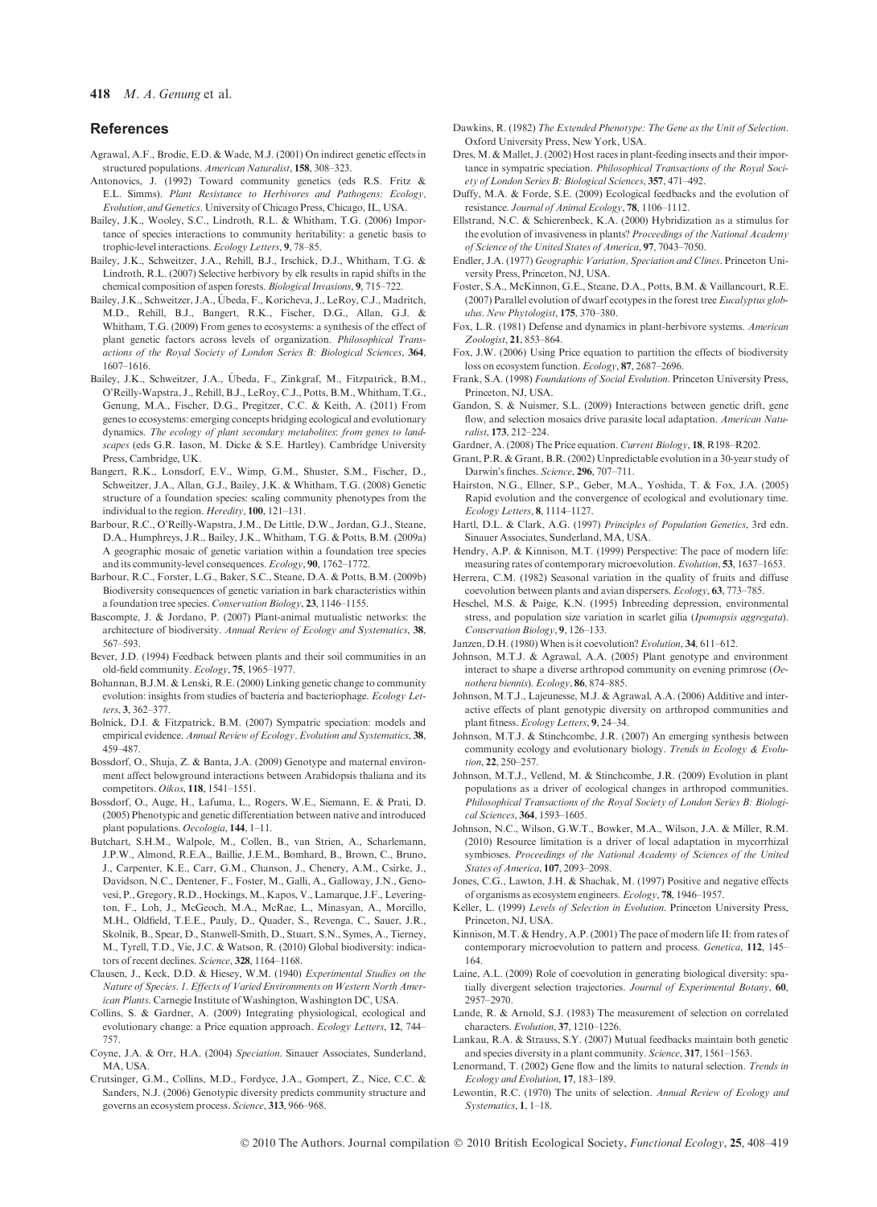## References

Agrawal, A.F., Brodie, E.D. & Wade, M.J. (2001) On indirect genetic effects in structured populations. *American Naturalist*, **158**, 308–323.

Antonovics, J. (1992) Toward community genetics (eds R.S. Fritz & E.L. Simms). *Plant Resistance to Herbivores and Pathogens: Ecology, Evolution, and Genetics*. University of Chicago Press, Chicago, IL, USA.

Bailey, J.K., Wooley, S.C., Lindroth, R.L. & Whitham, T.G. (2006) Importance of species interactions to community heritability: a genetic basis to trophic-level interactions. *Ecology Letters*, **9**, 78–85.

Bailey, J.K., Schweitzer, J.A., Rehill, B.J., Irschick, D.J., Whitham, T.G. & Lindroth, R.L. (2007) Selective herbivory by elk results in rapid shifts in the chemical composition of aspen forests. *Biological Invasions*, **9**, 715–722.

Bailey, J.K., Schweitzer, J.A., Úbeda, F., Koricheva, J., LeRoy, C.J., Madritch, M.D., Rehill, B.J., Bangert, R.K., Fischer, D.G., Allan, G.J. & Whitham, T.G. (2009) From genes to ecosystems: a synthesis of the effect of plant genetic factors across levels of organization. *Philosophical Transactions of the Royal Society of London Series B: Biological Sciences*, **364**, 1607–1616.

Bailey, J.K., Schweitzer, J.A., Úbeda, F., Zinkgraf, M., Fitzpatrick, B.M., O'Reilly-Wapstra, J., Rehill, B.J., LeRoy, C.J., Potts, B.M., Whitham, T.G., Genung, M.A., Fischer, D.G., Pregitzer, C.C. & Keith, A. (2011) From genes to ecosystems: emerging concepts bridging ecological and evolutionary dynamics. *The ecology of plant secondary metabolites: from genes to landscapes* (eds G.R. Iason, M. Dicke & S.E. Hartley). Cambridge University Press, Cambridge, UK.

Bangert, R.K., Lonsdorf, E.V., Wimp, G.M., Shuster, S.M., Fischer, D., Schweitzer, J.A., Allan, G.J., Bailey, J.K. & Whitham, T.G. (2008) Genetic structure of a foundation species: scaling community phenotypes from the individual to the region. *Heredity*, **100**, 121–131.

Barbour, R.C., O'Reilly-Wapstra, J.M., De Little, D.W., Jordan, G.J., Steane, D.A., Humphreys, J.R., Bailey, J.K., Whitham, T.G. & Potts, B.M. (2009a) A geographic mosaic of genetic variation within a foundation tree species and its community-level consequences. *Ecology*, **90**, 1762–1772.

Barbour, R.C., Forster, L.G., Baker, S.C., Steane, D.A. & Potts, B.M. (2009b) Biodiversity consequences of genetic variation in bark characteristics within a foundation tree species. *Conservation Biology*, **23**, 1146–1155.

Bascompte, J. & Jordano, P. (2007) Plant-animal mutualistic networks: the architecture of biodiversity. *Annual Review of Ecology and Systematics*, **38**, 567–593.

Bever, J.D. (1994) Feedback between plants and their soil communities in an old-field community. *Ecology*, **75**, 1965–1977.

Bohannan, B.J.M. & Lenski, R.E. (2000) Linking genetic change to community evolution: insights from studies of bacteria and bacteriophage. *Ecology Letters*, **3**, 362–377.

Bolnick, D.I. & Fitzpatrick, B.M. (2007) Sympatric speciation: models and empirical evidence. *Annual Review of Ecology, Evolution and Systematics*, **38**, 459–487.

Bossdorf, O., Shuja, Z. & Banta, J.A. (2009) Genotype and maternal environment affect belowground interactions between Arabidopsis thaliana and its competitors. *Oikos*, **118**, 1541–1551.

Bossdorf, O., Auge, H., Lafuma, L., Rogers, W.E., Siemann, E. & Prati, D. (2005) Phenotypic and genetic differentiation between native and introduced plant populations. *Oecologia*, **144**, 1–11.

Butchart, S.H.M., Walpole, M., Collen, B., van Strien, A., Scharlemann, J.P.W., Almond, R.E.A., Baillie, J.E.M., Bomhard, B., Brown, C., Bruno, J., Carpenter, K.E., Carr, G.M., Chanson, J., Chenery, A.M., Csirke, J., Davidson, N.C., Dentener, F., Foster, M., Galli, A., Galloway, J.N., Genovesi, P., Gregory, R.D., Hockings, M., Kapos, V., Lamarque, J.F., Leverington, F., Loh, J., McGeoch, M.A., McRae, L., Minasyan, A., Morcillo, M.H., Oldfield, T.E.E., Pauly, D., Quader, S., Revenga, C., Sauer, J.R., Skolnik, B., Spear, D., Stanwell-Smith, D., Stuart, S.N., Symes, A., Tierney, M., Tyrell, T.D., Vie, J.C. & Watson, R. (2010) Global biodiversity: indicators of recent declines. *Science*, **328**, 1164–1168.

Clausen, J., Keck, D.D. & Hiesey, W.M. (1940) *Experimental Studies on the Nature of Species. 1. Effects of Varied Environments on Western North American Plants*. Carnegie Institute of Washington, Washington DC, USA.

Collins, S. & Gardner, A. (2009) Integrating physiological, ecological and evolutionary change: a Price equation approach. *Ecology Letters*, **12**, 744–757.

Coyne, J.A. & Orr, H.A. (2004) *Speciation*. Sinauer Associates, Sunderland, MA, USA.

Crutsinger, G.M., Collins, M.D., Fordyce, J.A., Gompert, Z., Nice, C.C. & Sanders, N.J. (2006) Genotypic diversity predicts community structure and governs an ecosystem process. *Science*, **313**, 966–968.

Dawkins, R. (1982) *The Extended Phenotype: The Gene as the Unit of Selection*. Oxford University Press, New York, USA.

Dres, M. & Mallet, J. (2002) Host races in plant-feeding insects and their importance in sympatric speciation. *Philosophical Transactions of the Royal Society of London Series B: Biological Sciences*, **357**, 471–492.

Duffy, M.A. & Forde, S.E. (2009) Ecological feedbacks and the evolution of resistance. *Journal of Animal Ecology*, **78**, 1106–1112.

Ellstrand, N.C. & Schierenbeck, K.A. (2000) Hybridization as a stimulus for the evolution of invasiveness in plants? *Proceedings of the National Academy of Science of the United States of America*, **97**, 7043–7050.

Endler, J.A. (1977) *Geographic Variation, Speciation and Clines*. Princeton University Press, Princeton, NJ, USA.

Foster, S.A., McKinnon, G.E., Steane, D.A., Potts, B.M. & Vaillancourt, R.E. (2007) Parallel evolution of dwarf ecotypes in the forest tree *Eucalyptus globulus*. *New Phytologist*, **175**, 370–380.

Fox, L.R. (1981) Defense and dynamics in plant-herbivore systems. *American Zoologist*, **21**, 853–864.

Fox, J.W. (2006) Using Price equation to partition the effects of biodiversity loss on ecosystem function. *Ecology*, **87**, 2687–2696.

Frank, S.A. (1998) *Foundations of Social Evolution*. Princeton University Press, Princeton, NJ, USA.

Gandon, S. & Nuismer, S.L. (2009) Interactions between genetic drift, gene flow, and selection mosaics drive parasite local adaptation. *American Naturalist*, **173**, 212–224.

Gardner, A. (2008) The Price equation. *Current Biology*, **18**, R198–R202.

Grant, P.R. & Grant, B.R. (2002) Unpredictable evolution in a 30-year study of Darwin's finches. *Science*, **296**, 707–711.

Hairston, N.G., Ellner, S.P., Geber, M.A., Yoshida, T. & Fox, J.A. (2005) Rapid evolution and the convergence of ecological and evolutionary time. *Ecology Letters*, **8**, 1114–1127.

Hartl, D.L. & Clark, A.G. (1997) *Principles of Population Genetics*, 3rd edn. Sinauer Associates, Sunderland, MA, USA.

Hendry, A.P. & Kinnison, M.T. (1999) Perspective: The pace of modern life: measuring rates of contemporary microevolution. *Evolution*, **53**, 1637–1653.

Herrera, C.M. (1982) Seasonal variation in the quality of fruits and diffuse coevolution between plants and avian dispersers. *Ecology*, **63**, 773–785.

Heschel, M.S. & Paige, K.N. (1995) Inbreeding depression, environmental stress, and population size variation in scarlet gilia (*Ipomopsis aggregata*). *Conservation Biology*, **9**, 126–133.

Janzen, D.H. (1980) When is it coevolution? *Evolution*, **34**, 611–612.

Johnson, M.T.J. & Agrawal, A.A. (2005) Plant genotype and environment interact to shape a diverse arthropod community on evening primrose (*Oenothera biennis*). *Ecology*, **86**, 874–885.

Johnson, M.T.J., Lajeunesse, M.J. & Agrawal, A.A. (2006) Additive and interactive effects of plant genotypic diversity on arthropod communities and plant fitness. *Ecology Letters*, **9**, 24–34.

Johnson, M.T.J. & Stinchcombe, J.R. (2007) An emerging synthesis between community ecology and evolutionary biology. *Trends in Ecology & Evolution*, **22**, 250–257.

Johnson, M.T.J., Vellend, M. & Stinchcombe, J.R. (2009) Evolution in plant populations as a driver of ecological changes in arthropod communities. *Philosophical Transactions of the Royal Society of London Series B: Biological Sciences*, **364**, 1593–1605.

Johnson, N.C., Wilson, G.W.T., Bowker, M.A., Wilson, J.A. & Miller, R.M. (2010) Resource limitation is a driver of local adaptation in mycorrhizal symbioses. *Proceedings of the National Academy of Sciences of the United States of America*, **107**, 2093–2098.

Jones, C.G., Lawton, J.H. & Shachak, M. (1997) Positive and negative effects of organisms as ecosystem engineers. *Ecology*, **78**, 1946–1957.

Keller, L. (1999) *Levels of Selection in Evolution*. Princeton University Press, Princeton, NJ, USA.

Kinnison, M.T. & Hendry, A.P. (2001) The pace of modern life II: from rates of contemporary microevolution to pattern and process. *Genetica*, **112**, 145–164.

Laine, A.L. (2009) Role of coevolution in generating biological diversity: spatially divergent selection trajectories. *Journal of Experimental Botany*, **60**, 2957–2970.

Lande, R. & Arnold, S.J. (1983) The measurement of selection on correlated characters. *Evolution*, **37**, 1210–1226.

Lankau, R.A. & Strauss, S.Y. (2007) Mutual feedbacks maintain both genetic and species diversity in a plant community. *Science*, **317**, 1561–1563.

Lenormand, T. (2002) Gene flow and the limits to natural selection. *Trends in Ecology and Evolution*, **17**, 183–189.

Lewontin, R.C. (1970) The units of selection. *Annual Review of Ecology and Systematics*, **1**, 1–18.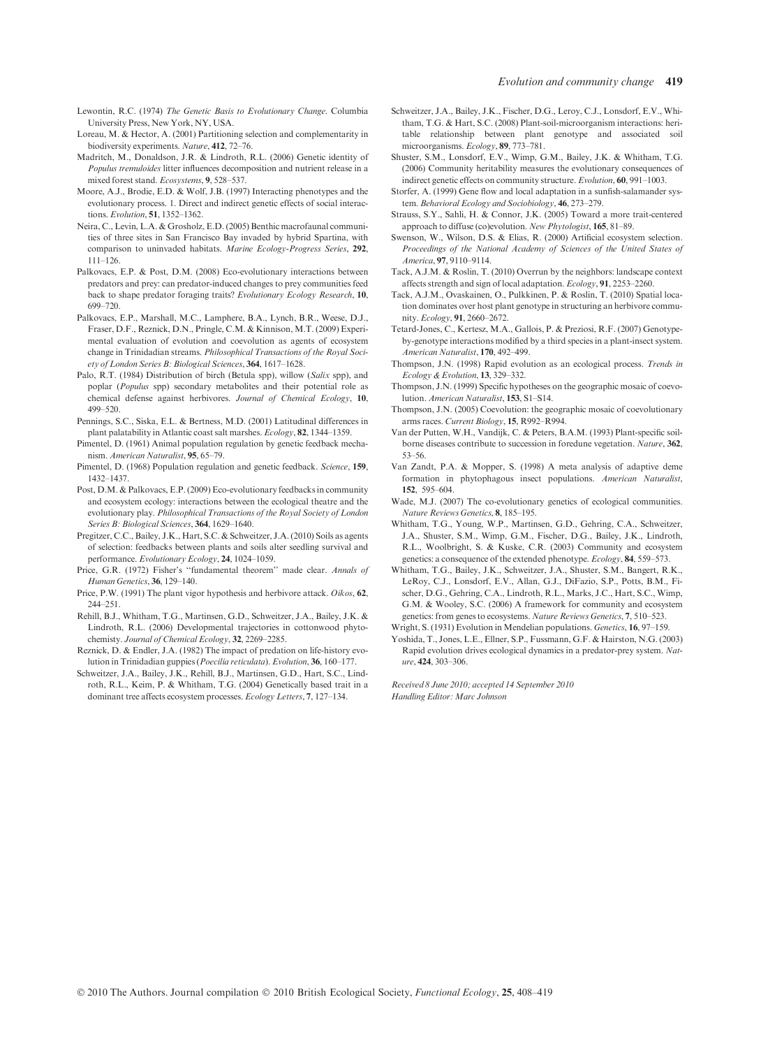Lewontin, R.C. (1974) *The Genetic Basis to Evolutionary Change*. Columbia University Press, New York, NY, USA.

Loreau, M. & Hector, A. (2001) Partitioning selection and complementarity in biodiversity experiments. *Nature*, **412**, 72–76.

Madritch, M., Donaldson, J.R. & Lindroth, R.L. (2006) Genetic identity of *Populus tremuloides* litter influences decomposition and nutrient release in a mixed forest stand. *Ecosystems*, **9**, 528–537.

Moore, A.J., Brodie, E.D. & Wolf, J.B. (1997) Interacting phenotypes and the evolutionary process. 1. Direct and indirect genetic effects of social interactions. *Evolution*, **51**, 1352–1362.

Neira, C., Levin, L.A. & Grosholz, E.D. (2005) Benthic macrofaunal communities of three sites in San Francisco Bay invaded by hybrid Spartina, with comparison to uninvaded habitats. *Marine Ecology-Progress Series*, **292**, 111–126.

Palkovacs, E.P. & Post, D.M. (2008) Eco-evolutionary interactions between predators and prey: can predator-induced changes to prey communities feed back to shape predator foraging traits? *Evolutionary Ecology Research*, **10**, 699–720.

Palkovacs, E.P., Marshall, M.C., Lamphere, B.A., Lynch, B.R., Weese, D.J., Fraser, D.F., Reznick, D.N., Pringle, C.M. & Kinnison, M.T. (2009) Experimental evaluation of evolution and coevolution as agents of ecosystem change in Trinidadian streams. *Philosophical Transactions of the Royal Society of London Series B: Biological Sciences*, **364**, 1617–1628.

Palo, R.T. (1984) Distribution of birch (Betula spp), willow (*Salix* spp), and poplar (*Populus* spp) secondary metabolites and their potential role as chemical defense against herbivores. *Journal of Chemical Ecology*, **10**, 499–520.

Pennings, S.C., Siska, E.L. & Bertness, M.D. (2001) Latitudinal differences in plant palatability in Atlantic coast salt marshes. *Ecology*, **82**, 1344–1359.

Pimentel, D. (1961) Animal population regulation by genetic feedback mechanism. *American Naturalist*, **95**, 65–79.

Pimentel, D. (1968) Population regulation and genetic feedback. *Science*, **159**, 1432–1437.

Post, D.M. & Palkovacs, E.P. (2009) Eco-evolutionary feedbacks in community and ecosystem ecology: interactions between the ecological theatre and the evolutionary play. *Philosophical Transactions of the Royal Society of London Series B: Biological Sciences*, **364**, 1629–1640.

Pregitzer, C.C., Bailey, J.K., Hart, S.C. & Schweitzer, J.A. (2010) Soils as agents of selection: feedbacks between plants and soils alter seedling survival and performance. *Evolutionary Ecology*, **24**, 1024–1059.

Price, G.R. (1972) Fisher's "fundamental theorem" made clear. *Annals of Human Genetics*, **36**, 129–140.

Price, P.W. (1991) The plant vigor hypothesis and herbivore attack. *Oikos*, **62**, 244–251.

Rehill, B.J., Whitham, T.G., Martinsen, G.D., Schweitzer, J.A., Bailey, J.K. & Lindroth, R.L. (2006) Developmental trajectories in cottonwood phytochemisty. *Journal of Chemical Ecology*, **32**, 2269–2285.

Reznick, D. & Endler, J.A. (1982) The impact of predation on life-history evolution in Trinidadian guppies (*Poecilia reticulata*). *Evolution*, **36**, 160–177.

Schweitzer, J.A., Bailey, J.K., Rehill, B.J., Martinsen, G.D., Hart, S.C., Lindroth, R.L., Keim, P. & Whitham, T.G. (2004) Genetically based trait in a dominant tree affects ecosystem processes. *Ecology Letters*, **7**, 127–134.

Schweitzer, J.A., Bailey, J.K., Fischer, D.G., Leroy, C.J., Lonsdorf, E.V., Whitham, T.G. & Hart, S.C. (2008) Plant-soil-microorganism interactions: heritable relationship between plant genotype and associated soil microorganisms. *Ecology*, **89**, 773–781.

Shuster, S.M., Lonsdorf, E.V., Wimp, G.M., Bailey, J.K. & Whitham, T.G. (2006) Community heritability measures the evolutionary consequences of indirect genetic effects on community structure. *Evolution*, **60**, 991–1003.

Storfer, A. (1999) Gene flow and local adaptation in a sunfish-salamander system. *Behavioral Ecology and Sociobiology*, **46**, 273–279.

Strauss, S.Y., Sahli, H. & Connor, J.K. (2005) Toward a more trait-centered approach to diffuse (co)evolution. *New Phytologist*, **165**, 81–89.

Swenson, W., Wilson, D.S. & Elias, R. (2000) Artificial ecosystem selection. *Proceedings of the National Academy of Sciences of the United States of America*, **97**, 9110–9114.

Tack, A.J.M. & Roslin, T. (2010) Overrun by the neighbors: landscape context affects strength and sign of local adaptation. *Ecology*, **91**, 2253–2260.

Tack, A.J.M., Ovaskainen, O., Pulkkinen, P. & Roslin, T. (2010) Spatial location dominates over host plant genotype in structuring an herbivore community. *Ecology*, **91**, 2660–2672.

Tetard-Jones, C., Kertesz, M.A., Gallois, P. & Preziosi, R.F. (2007) Genotype-by-genotype interactions modified by a third species in a plant-insect system. *American Naturalist*, **170**, 492–499.

Thompson, J.N. (1998) Rapid evolution as an ecological process. *Trends in Ecology & Evolution*, **13**, 329–332.

Thompson, J.N. (1999) Specific hypotheses on the geographic mosaic of coevolution. *American Naturalist*, **153**, S1–S14.

Thompson, J.N. (2005) Coevolution: the geographic mosaic of coevolutionary arms races. *Current Biology*, **15**, R992–R994.

Van der Putten, W.H., Vandijk, C. & Peters, B.A.M. (1993) Plant-specific soil-borne diseases contribute to succession in foredune vegetation. *Nature*, **362**, 53–56.

Van Zandt, P.A. & Mopper, S. (1998) A meta analysis of adaptive deme formation in phytophagous insect populations. *American Naturalist*, **152**, 595–604.

Wade, M.J. (2007) The co-evolutionary genetics of ecological communities. *Nature Reviews Genetics*, **8**, 185–195.

Whitham, T.G., Young, W.P., Martinsen, G.D., Gehring, C.A., Schweitzer, J.A., Shuster, S.M., Wimp, G.M., Fischer, D.G., Bailey, J.K., Lindroth, R.L., Woolbright, S. & Kuske, C.R. (2003) Community and ecosystem genetics: a consequence of the extended phenotype. *Ecology*, **84**, 559–573.

Whitham, T.G., Bailey, J.K., Schweitzer, J.A., Shuster, S.M., Bangert, R.K., LeRoy, C.J., Lonsdorf, E.V., Allan, G.J., DiFazio, S.P., Potts, B.M., Fischer, D.G., Gehring, C.A., Lindroth, R.L., Marks, J.C., Hart, S.C., Wimp, G.M. & Wooley, S.C. (2006) A framework for community and ecosystem genetics: from genes to ecosystems. *Nature Reviews Genetics*, **7**, 510–523.

Wright, S. (1931) Evolution in Mendelian populations. *Genetics*, **16**, 97–159.

Yoshida, T., Jones, L.E., Ellner, S.P., Fussmann, G.F. & Hairston, N.G. (2003) Rapid evolution drives ecological dynamics in a predator-prey system. *Nature*, **424**, 303–306.

*Received 8 June 2010; accepted 14 September 2010*
*Handling Editor: Marc Johnson*